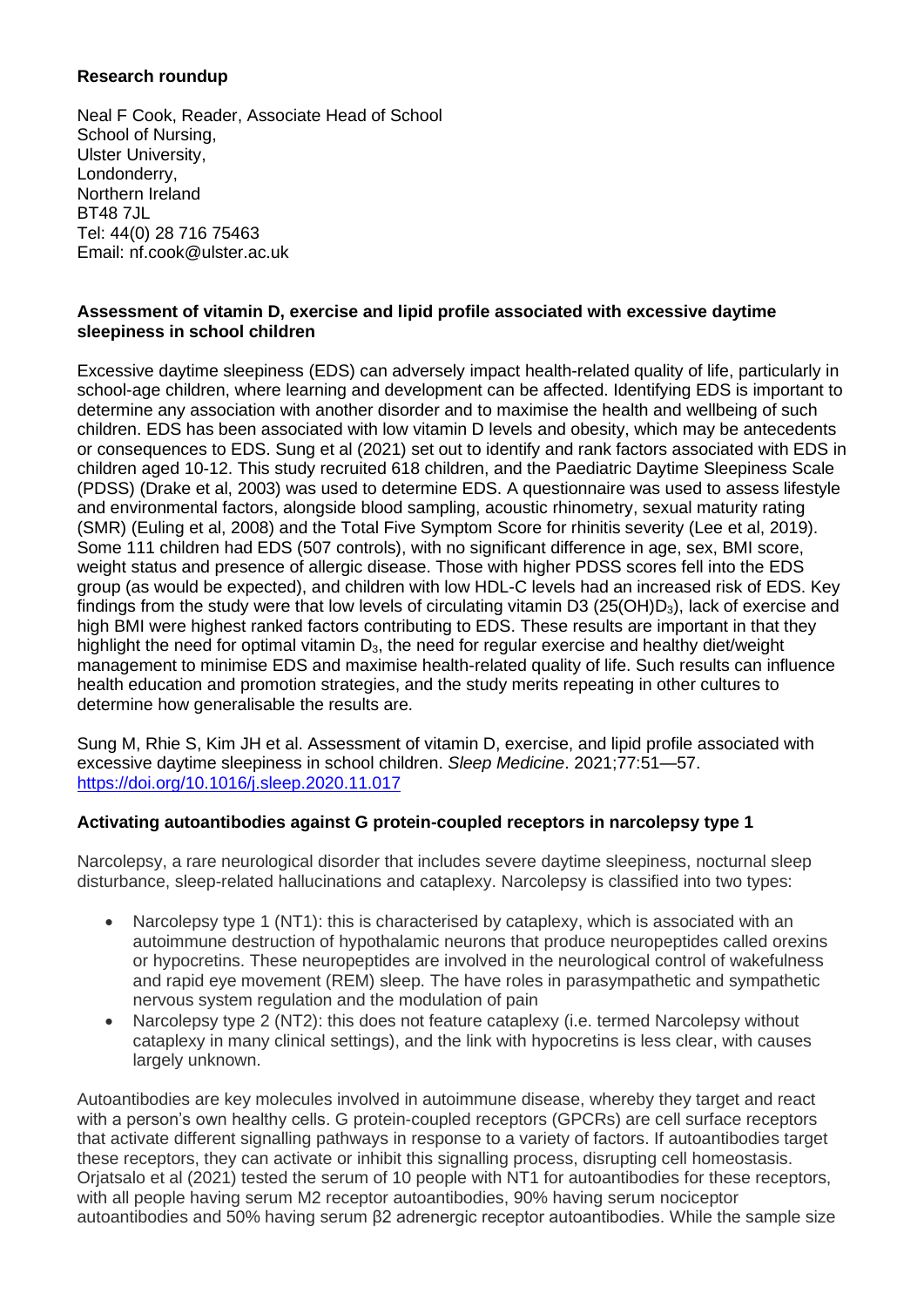**Research roundup**

Neal F Cook, Reader, Associate Head of School
School of Nursing,
Ulster University,
Londonderry,
Northern Ireland
BT48 7JL
Tel: 44(0) 28 716 75463
Email: nf.cook@ulster.ac.uk

**Assessment of vitamin D, exercise and lipid profile associated with excessive daytime sleepiness in school children**

Excessive daytime sleepiness (EDS) can adversely impact health-related quality of life, particularly in school-age children, where learning and development can be affected. Identifying EDS is important to determine any association with another disorder and to maximise the health and wellbeing of such children. EDS has been associated with low vitamin D levels and obesity, which may be antecedents or consequences to EDS. Sung et al (2021) set out to identify and rank factors associated with EDS in children aged 10-12. This study recruited 618 children, and the Paediatric Daytime Sleepiness Scale (PDSS) (Drake et al, 2003) was used to determine EDS. A questionnaire was used to assess lifestyle and environmental factors, alongside blood sampling, acoustic rhinometry, sexual maturity rating (SMR) (Euling et al, 2008) and the Total Five Symptom Score for rhinitis severity (Lee et al, 2019). Some 111 children had EDS (507 controls), with no significant difference in age, sex, BMI score, weight status and presence of allergic disease. Those with higher PDSS scores fell into the EDS group (as would be expected), and children with low HDL-C levels had an increased risk of EDS. Key findings from the study were that low levels of circulating vitamin D3 ($25(OH)D_3$), lack of exercise and high BMI were highest ranked factors contributing to EDS. These results are important in that they highlight the need for optimal vitamin $D_3$, the need for regular exercise and healthy diet/weight management to minimise EDS and maximise health-related quality of life. Such results can influence health education and promotion strategies, and the study merits repeating in other cultures to determine how generalisable the results are.

Sung M, Rhie S, Kim JH et al. Assessment of vitamin D, exercise, and lipid profile associated with excessive daytime sleepiness in school children. *Sleep Medicine*. 2021;77:51—57. https://doi.org/10.1016/j.sleep.2020.11.017

**Activating autoantibodies against G protein-coupled receptors in narcolepsy type 1**

Narcolepsy, a rare neurological disorder that includes severe daytime sleepiness, nocturnal sleep disturbance, sleep-related hallucinations and cataplexy. Narcolepsy is classified into two types:

- Narcolepsy type 1 (NT1): this is characterised by cataplexy, which is associated with an autoimmune destruction of hypothalamic neurons that produce neuropeptides called orexins or hypocretins. These neuropeptides are involved in the neurological control of wakefulness and rapid eye movement (REM) sleep. The have roles in parasympathetic and sympathetic nervous system regulation and the modulation of pain
- Narcolepsy type 2 (NT2): this does not feature cataplexy (i.e. termed Narcolepsy without cataplexy in many clinical settings), and the link with hypocretins is less clear, with causes largely unknown.

Autoantibodies are key molecules involved in autoimmune disease, whereby they target and react with a person's own healthy cells. G protein-coupled receptors (GPCRs) are cell surface receptors that activate different signalling pathways in response to a variety of factors. If autoantibodies target these receptors, they can activate or inhibit this signalling process, disrupting cell homeostasis. Orjatsalo et al (2021) tested the serum of 10 people with NT1 for autoantibodies for these receptors, with all people having serum M2 receptor autoantibodies, 90% having serum nociceptor autoantibodies and 50% having serum β2 adrenergic receptor autoantibodies. While the sample size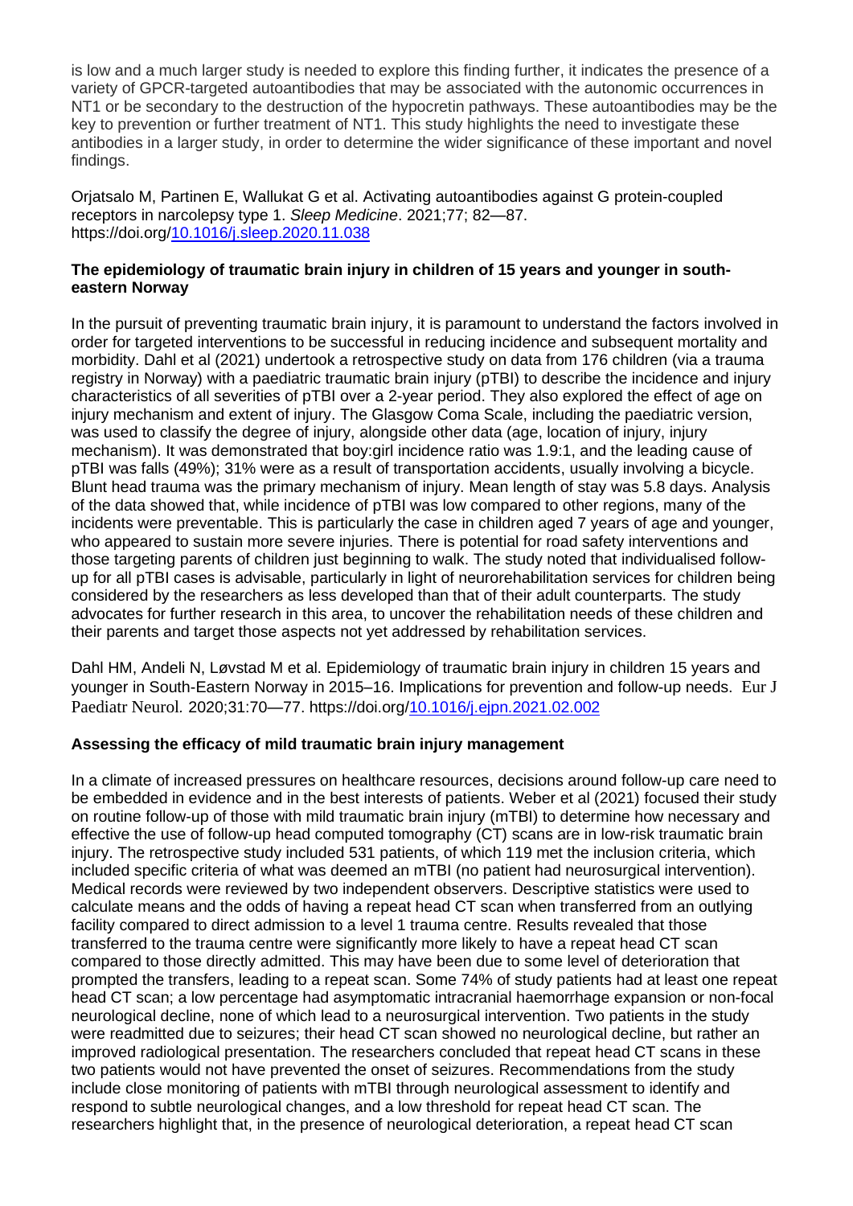is low and a much larger study is needed to explore this finding further, it indicates the presence of a variety of GPCR-targeted autoantibodies that may be associated with the autonomic occurrences in NT1 or be secondary to the destruction of the hypocretin pathways. These autoantibodies may be the key to prevention or further treatment of NT1. This study highlights the need to investigate these antibodies in a larger study, in order to determine the wider significance of these important and novel findings.

Orjatsalo M, Partinen E, Wallukat G et al. Activating autoantibodies against G protein-coupled receptors in narcolepsy type 1. *Sleep Medicine*. 2021;77; 82—87. https://doi.org/10.1016/j.sleep.2020.11.038

**The epidemiology of traumatic brain injury in children of 15 years and younger in south-eastern Norway**

In the pursuit of preventing traumatic brain injury, it is paramount to understand the factors involved in order for targeted interventions to be successful in reducing incidence and subsequent mortality and morbidity. Dahl et al (2021) undertook a retrospective study on data from 176 children (via a trauma registry in Norway) with a paediatric traumatic brain injury (pTBI) to describe the incidence and injury characteristics of all severities of pTBI over a 2-year period. They also explored the effect of age on injury mechanism and extent of injury. The Glasgow Coma Scale, including the paediatric version, was used to classify the degree of injury, alongside other data (age, location of injury, injury mechanism). It was demonstrated that boy:girl incidence ratio was 1.9:1, and the leading cause of pTBI was falls (49%); 31% were as a result of transportation accidents, usually involving a bicycle. Blunt head trauma was the primary mechanism of injury. Mean length of stay was 5.8 days. Analysis of the data showed that, while incidence of pTBI was low compared to other regions, many of the incidents were preventable. This is particularly the case in children aged 7 years of age and younger, who appeared to sustain more severe injuries. There is potential for road safety interventions and those targeting parents of children just beginning to walk. The study noted that individualised follow-up for all pTBI cases is advisable, particularly in light of neurorehabilitation services for children being considered by the researchers as less developed than that of their adult counterparts. The study advocates for further research in this area, to uncover the rehabilitation needs of these children and their parents and target those aspects not yet addressed by rehabilitation services.

Dahl HM, Andeli N, Løvstad M et al. Epidemiology of traumatic brain injury in children 15 years and younger in South-Eastern Norway in 2015–16. Implications for prevention and follow-up needs. *Eur J Paediatr Neurol.* 2020;31:70—77. https://doi.org/10.1016/j.ejpn.2021.02.002

**Assessing the efficacy of mild traumatic brain injury management**

In a climate of increased pressures on healthcare resources, decisions around follow-up care need to be embedded in evidence and in the best interests of patients. Weber et al (2021) focused their study on routine follow-up of those with mild traumatic brain injury (mTBI) to determine how necessary and effective the use of follow-up head computed tomography (CT) scans are in low-risk traumatic brain injury. The retrospective study included 531 patients, of which 119 met the inclusion criteria, which included specific criteria of what was deemed an mTBI (no patient had neurosurgical intervention). Medical records were reviewed by two independent observers. Descriptive statistics were used to calculate means and the odds of having a repeat head CT scan when transferred from an outlying facility compared to direct admission to a level 1 trauma centre. Results revealed that those transferred to the trauma centre were significantly more likely to have a repeat head CT scan compared to those directly admitted. This may have been due to some level of deterioration that prompted the transfers, leading to a repeat scan. Some 74% of study patients had at least one repeat head CT scan; a low percentage had asymptomatic intracranial haemorrhage expansion or non-focal neurological decline, none of which lead to a neurosurgical intervention. Two patients in the study were readmitted due to seizures; their head CT scan showed no neurological decline, but rather an improved radiological presentation. The researchers concluded that repeat head CT scans in these two patients would not have prevented the onset of seizures. Recommendations from the study include close monitoring of patients with mTBI through neurological assessment to identify and respond to subtle neurological changes, and a low threshold for repeat head CT scan. The researchers highlight that, in the presence of neurological deterioration, a repeat head CT scan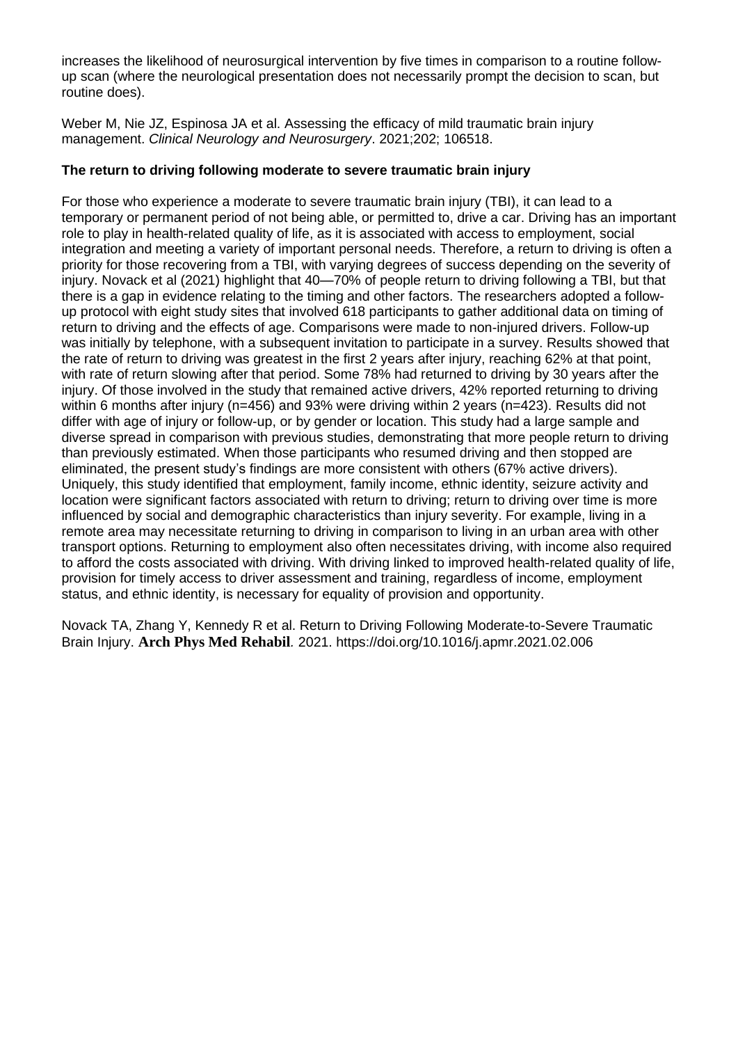increases the likelihood of neurosurgical intervention by five times in comparison to a routine follow-up scan (where the neurological presentation does not necessarily prompt the decision to scan, but routine does).

Weber M, Nie JZ, Espinosa JA et al. Assessing the efficacy of mild traumatic brain injury management. *Clinical Neurology and Neurosurgery*. 2021;202; 106518.

**The return to driving following moderate to severe traumatic brain injury**

For those who experience a moderate to severe traumatic brain injury (TBI), it can lead to a temporary or permanent period of not being able, or permitted to, drive a car. Driving has an important role to play in health-related quality of life, as it is associated with access to employment, social integration and meeting a variety of important personal needs. Therefore, a return to driving is often a priority for those recovering from a TBI, with varying degrees of success depending on the severity of injury. Novack et al (2021) highlight that 40—70% of people return to driving following a TBI, but that there is a gap in evidence relating to the timing and other factors. The researchers adopted a follow-up protocol with eight study sites that involved 618 participants to gather additional data on timing of return to driving and the effects of age. Comparisons were made to non-injured drivers. Follow-up was initially by telephone, with a subsequent invitation to participate in a survey. Results showed that the rate of return to driving was greatest in the first 2 years after injury, reaching 62% at that point, with rate of return slowing after that period. Some 78% had returned to driving by 30 years after the injury. Of those involved in the study that remained active drivers, 42% reported returning to driving within 6 months after injury (n=456) and 93% were driving within 2 years (n=423). Results did not differ with age of injury or follow-up, or by gender or location. This study had a large sample and diverse spread in comparison with previous studies, demonstrating that more people return to driving than previously estimated. When those participants who resumed driving and then stopped are eliminated, the present study's findings are more consistent with others (67% active drivers). Uniquely, this study identified that employment, family income, ethnic identity, seizure activity and location were significant factors associated with return to driving; return to driving over time is more influenced by social and demographic characteristics than injury severity. For example, living in a remote area may necessitate returning to driving in comparison to living in an urban area with other transport options. Returning to employment also often necessitates driving, with income also required to afford the costs associated with driving. With driving linked to improved health-related quality of life, provision for timely access to driver assessment and training, regardless of income, employment status, and ethnic identity, is necessary for equality of provision and opportunity.

Novack TA, Zhang Y, Kennedy R et al. Return to Driving Following Moderate-to-Severe Traumatic Brain Injury. **Arch Phys Med Rehabil**. 2021. https://doi.org/10.1016/j.apmr.2021.02.006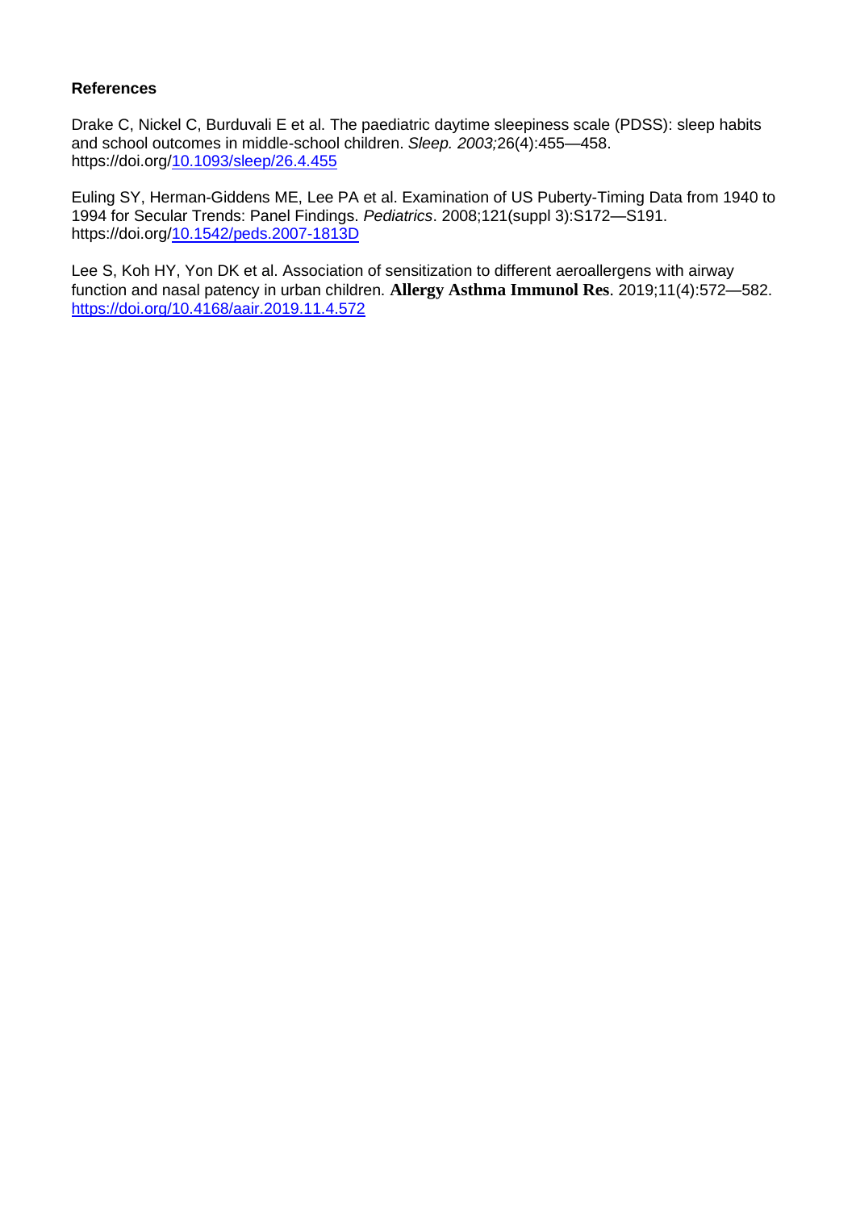**References**

Drake C, Nickel C, Burduvali E et al. The paediatric daytime sleepiness scale (PDSS): sleep habits and school outcomes in middle-school children. *Sleep. 2003;*26(4):455—458. https://doi.org/10.1093/sleep/26.4.455

Euling SY, Herman-Giddens ME, Lee PA et al. Examination of US Puberty-Timing Data from 1940 to 1994 for Secular Trends: Panel Findings. *Pediatrics*. 2008;121(suppl 3):S172—S191. https://doi.org/10.1542/peds.2007-1813D

Lee S, Koh HY, Yon DK et al. Association of sensitization to different aeroallergens with airway function and nasal patency in urban children. **Allergy Asthma Immunol Res**. 2019;11(4):572—582. https://doi.org/10.4168/aair.2019.11.4.572